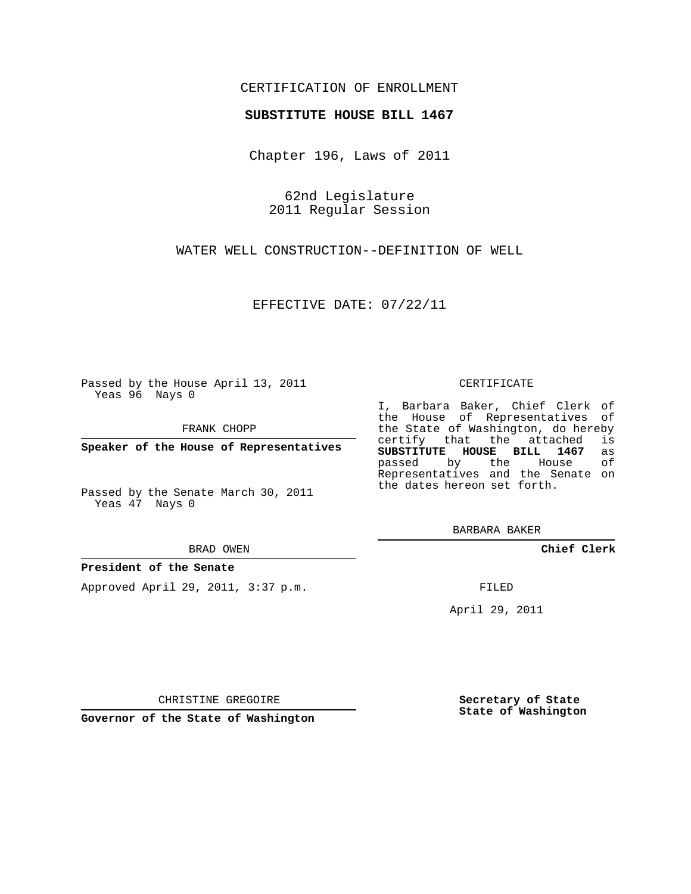CERTIFICATION OF ENROLLMENT

**SUBSTITUTE HOUSE BILL 1467**

Chapter 196, Laws of 2011

62nd Legislature
2011 Regular Session

WATER WELL CONSTRUCTION--DEFINITION OF WELL

EFFECTIVE DATE: 07/22/11

Passed by the House April 13, 2011
Yeas 96 Nays 0

FRANK CHOPP

**Speaker of the House of Representatives**

Passed by the Senate March 30, 2011
Yeas 47 Nays 0

BRAD OWEN

**President of the Senate**

Approved April 29, 2011, 3:37 p.m.

CHRISTINE GREGOIRE

**Governor of the State of Washington**

CERTIFICATE

I, Barbara Baker, Chief Clerk of the House of Representatives of the State of Washington, do hereby certify that the attached is **SUBSTITUTE HOUSE BILL 1467** as passed by the House of Representatives and the Senate on the dates hereon set forth.

BARBARA BAKER

**Chief Clerk**

FILED

April 29, 2011

**Secretary of State
State of Washington**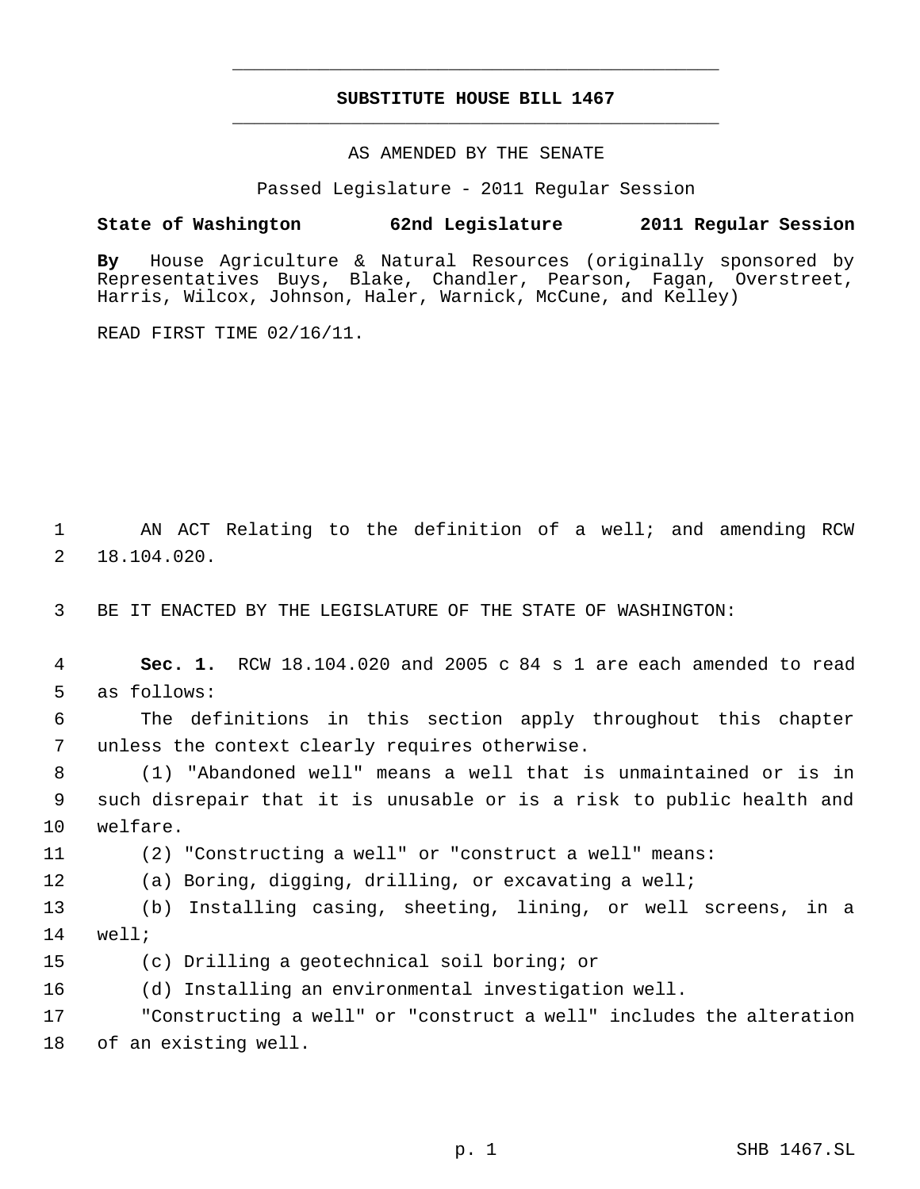# SUBSTITUTE HOUSE BILL 1467

AS AMENDED BY THE SENATE

Passed Legislature - 2011 Regular Session

**State of Washington 62nd Legislature 2011 Regular Session**

**By** House Agriculture & Natural Resources (originally sponsored by Representatives Buys, Blake, Chandler, Pearson, Fagan, Overstreet, Harris, Wilcox, Johnson, Haler, Warnick, McCune, and Kelley)

READ FIRST TIME 02/16/11.

1 AN ACT Relating to the definition of a well; and amending RCW
2 18.104.020.

3 BE IT ENACTED BY THE LEGISLATURE OF THE STATE OF WASHINGTON:

4 **Sec. 1.** RCW 18.104.020 and 2005 c 84 s 1 are each amended to read
5 as follows:

6 The definitions in this section apply throughout this chapter
7 unless the context clearly requires otherwise.

8 (1) "Abandoned well" means a well that is unmaintained or is in
9 such disrepair that it is unusable or is a risk to public health and
10 welfare.

11 (2) "Constructing a well" or "construct a well" means:

12 (a) Boring, digging, drilling, or excavating a well;

13 (b) Installing casing, sheeting, lining, or well screens, in a
14 well;

15 (c) Drilling a geotechnical soil boring; or

16 (d) Installing an environmental investigation well.

17 "Constructing a well" or "construct a well" includes the alteration
18 of an existing well.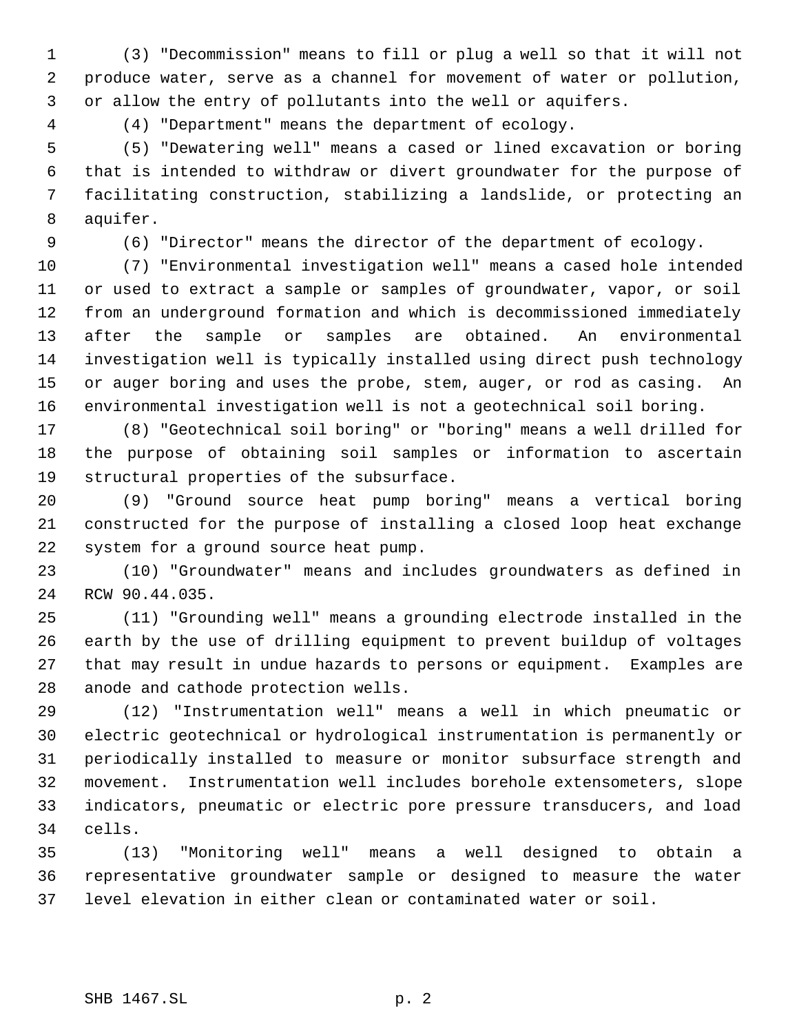(3) "Decommission" means to fill or plug a well so that it will not produce water, serve as a channel for movement of water or pollution, or allow the entry of pollutants into the well or aquifers.

(4) "Department" means the department of ecology.

(5) "Dewatering well" means a cased or lined excavation or boring that is intended to withdraw or divert groundwater for the purpose of facilitating construction, stabilizing a landslide, or protecting an aquifer.

(6) "Director" means the director of the department of ecology.

(7) "Environmental investigation well" means a cased hole intended or used to extract a sample or samples of groundwater, vapor, or soil from an underground formation and which is decommissioned immediately after the sample or samples are obtained. An environmental investigation well is typically installed using direct push technology or auger boring and uses the probe, stem, auger, or rod as casing. An environmental investigation well is not a geotechnical soil boring.

(8) "Geotechnical soil boring" or "boring" means a well drilled for the purpose of obtaining soil samples or information to ascertain structural properties of the subsurface.

(9) "Ground source heat pump boring" means a vertical boring constructed for the purpose of installing a closed loop heat exchange system for a ground source heat pump.

(10) "Groundwater" means and includes groundwaters as defined in RCW 90.44.035.

(11) "Grounding well" means a grounding electrode installed in the earth by the use of drilling equipment to prevent buildup of voltages that may result in undue hazards to persons or equipment. Examples are anode and cathode protection wells.

(12) "Instrumentation well" means a well in which pneumatic or electric geotechnical or hydrological instrumentation is permanently or periodically installed to measure or monitor subsurface strength and movement. Instrumentation well includes borehole extensometers, slope indicators, pneumatic or electric pore pressure transducers, and load cells.

(13) "Monitoring well" means a well designed to obtain a representative groundwater sample or designed to measure the water level elevation in either clean or contaminated water or soil.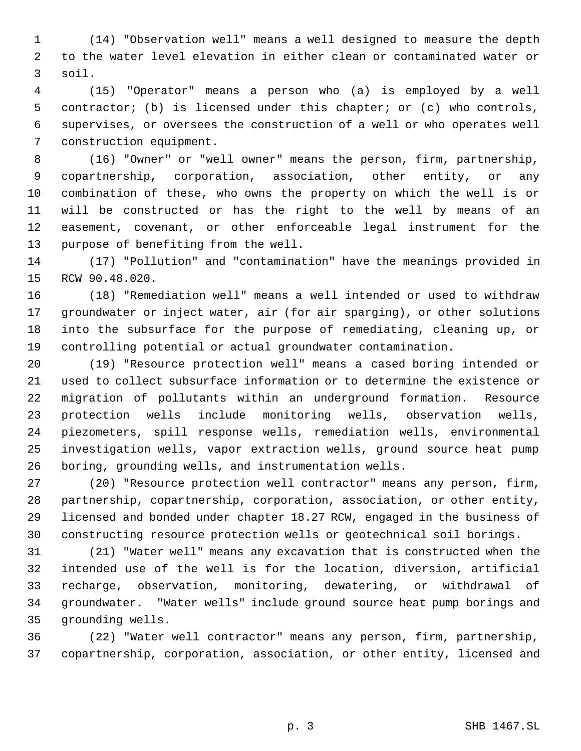(14) "Observation well" means a well designed to measure the depth to the water level elevation in either clean or contaminated water or soil.

(15) "Operator" means a person who (a) is employed by a well contractor; (b) is licensed under this chapter; or (c) who controls, supervises, or oversees the construction of a well or who operates well construction equipment.

(16) "Owner" or "well owner" means the person, firm, partnership, copartnership, corporation, association, other entity, or any combination of these, who owns the property on which the well is or will be constructed or has the right to the well by means of an easement, covenant, or other enforceable legal instrument for the purpose of benefiting from the well.

(17) "Pollution" and "contamination" have the meanings provided in RCW 90.48.020.

(18) "Remediation well" means a well intended or used to withdraw groundwater or inject water, air (for air sparging), or other solutions into the subsurface for the purpose of remediating, cleaning up, or controlling potential or actual groundwater contamination.

(19) "Resource protection well" means a cased boring intended or used to collect subsurface information or to determine the existence or migration of pollutants within an underground formation. Resource protection wells include monitoring wells, observation wells, piezometers, spill response wells, remediation wells, environmental investigation wells, vapor extraction wells, ground source heat pump boring, grounding wells, and instrumentation wells.

(20) "Resource protection well contractor" means any person, firm, partnership, copartnership, corporation, association, or other entity, licensed and bonded under chapter 18.27 RCW, engaged in the business of constructing resource protection wells or geotechnical soil borings.

(21) "Water well" means any excavation that is constructed when the intended use of the well is for the location, diversion, artificial recharge, observation, monitoring, dewatering, or withdrawal of groundwater. "Water wells" include ground source heat pump borings and grounding wells.

(22) "Water well contractor" means any person, firm, partnership, copartnership, corporation, association, or other entity, licensed and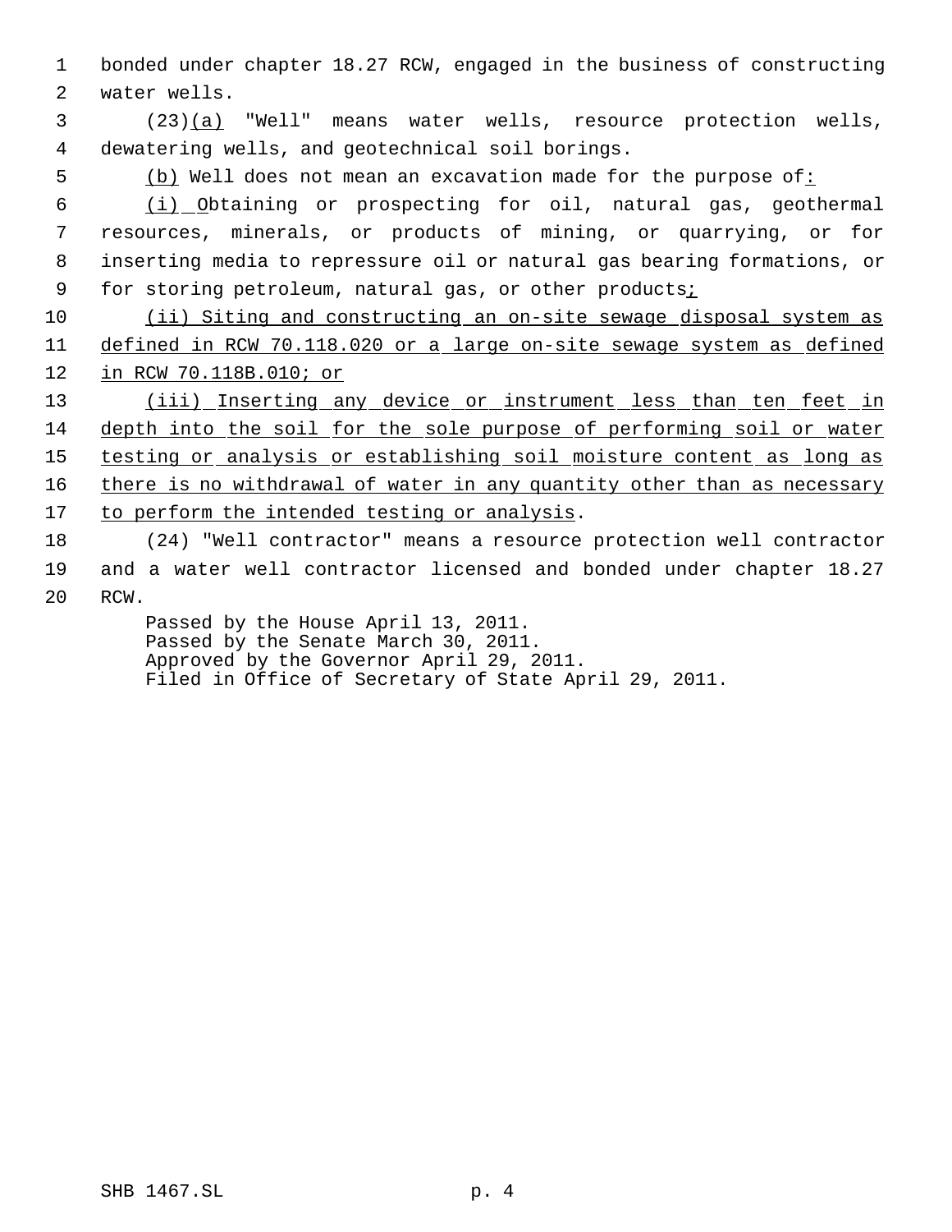bonded under chapter 18.27 RCW, engaged in the business of constructing water wells.

(23)(a) "Well" means water wells, resource protection wells, dewatering wells, and geotechnical soil borings.

(b) Well does not mean an excavation made for the purpose of:

(i) Obtaining or prospecting for oil, natural gas, geothermal resources, minerals, or products of mining, or quarrying, or for inserting media to repressure oil or natural gas bearing formations, or for storing petroleum, natural gas, or other products;

(ii) Siting and constructing an on-site sewage disposal system as defined in RCW 70.118.020 or a large on-site sewage system as defined in RCW 70.118B.010; or

(iii) Inserting any device or instrument less than ten feet in depth into the soil for the sole purpose of performing soil or water testing or analysis or establishing soil moisture content as long as there is no withdrawal of water in any quantity other than as necessary to perform the intended testing or analysis.

(24) "Well contractor" means a resource protection well contractor and a water well contractor licensed and bonded under chapter 18.27 RCW.

Passed by the House April 13, 2011.
Passed by the Senate March 30, 2011.
Approved by the Governor April 29, 2011.
Filed in Office of Secretary of State April 29, 2011.